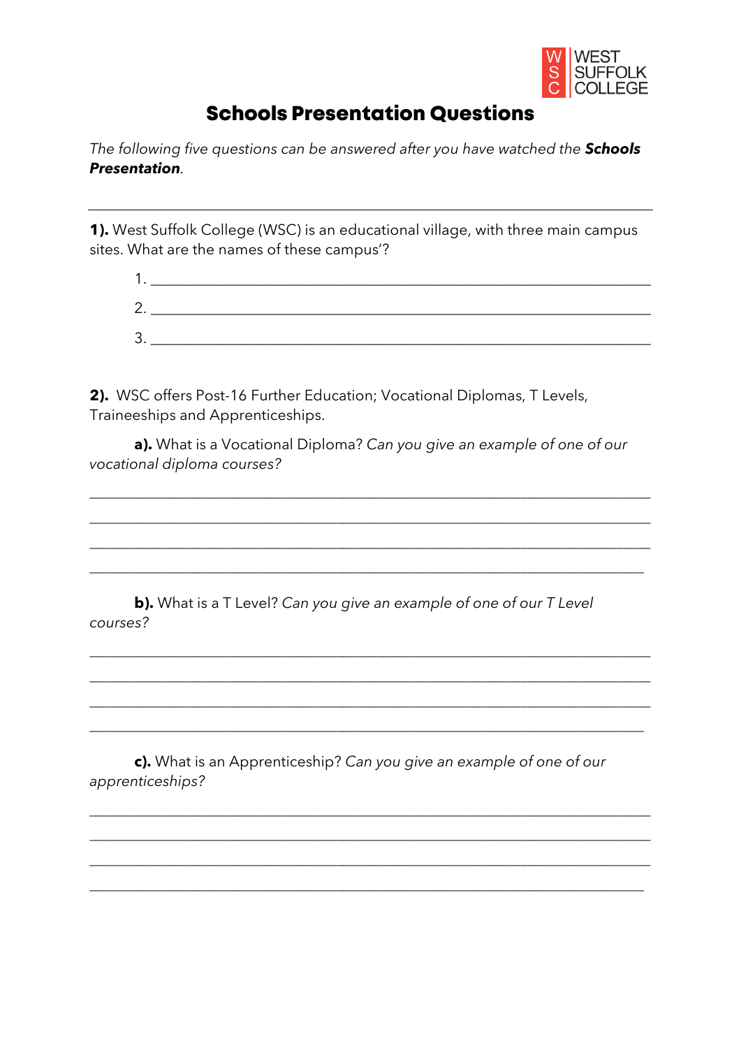# Schools Presentation Questions

*The following five questions can be answered after you have watched the* ***Schools Presentation****.*

---

**1).** West Suffolk College (WSC) is an educational village, with three main campus sites. What are the names of these campus'?

1. ______________________________________________________________
2. ______________________________________________________________
3. ______________________________________________________________

**2).** WSC offers Post-16 Further Education; Vocational Diplomas, T Levels, Traineeships and Apprenticeships.

**a).** What is a Vocational Diploma? *Can you give an example of one of our vocational diploma courses?*

______________________________________________________________________

______________________________________________________________________

______________________________________________________________________

______________________________________________________________________

**b).** What is a T Level? *Can you give an example of one of our T Level courses?*

______________________________________________________________________

______________________________________________________________________

______________________________________________________________________

______________________________________________________________________

**c).** What is an Apprenticeship? *Can you give an example of one of our apprenticeships?*

______________________________________________________________________

______________________________________________________________________

______________________________________________________________________

______________________________________________________________________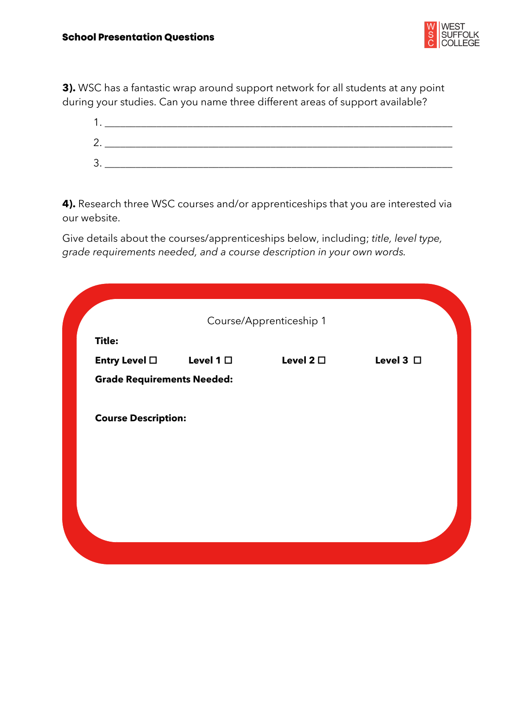**3).** WSC has a fantastic wrap around support network for all students at any point during your studies. Can you name three different areas of support available?

1. ____________________________________________
2. ____________________________________________
3. ____________________________________________

**4).** Research three WSC courses and/or apprenticeships that you are interested via our website.

Give details about the courses/apprenticeships below, including; *title, level type, grade requirements needed, and a course description in your own words*.

Course/Apprenticeship 1

**Title:**

**Entry Level** ☐ **Level 1** ☐ **Level 2** ☐ **Level 3** ☐

**Grade Requirements Needed:**

**Course Description:**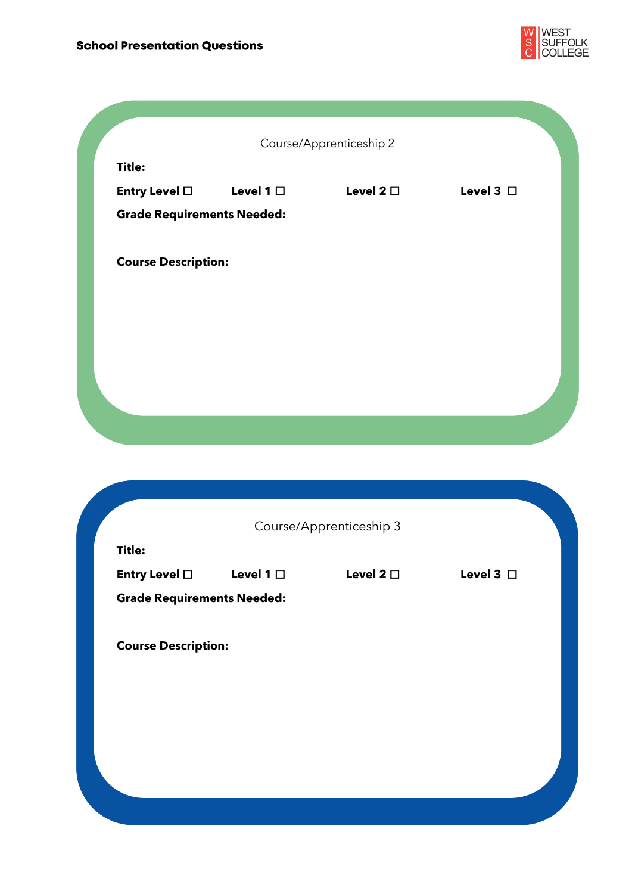**School Presentation Questions**

Course/Apprenticeship 2

**Title:**

**Entry Level ☐** **Level 1 ☐** **Level 2 ☐** **Level 3 ☐**

**Grade Requirements Needed:**

**Course Description:**

Course/Apprenticeship 3

**Title:**

**Entry Level ☐** **Level 1 ☐** **Level 2 ☐** **Level 3 ☐**

**Grade Requirements Needed:**

**Course Description:**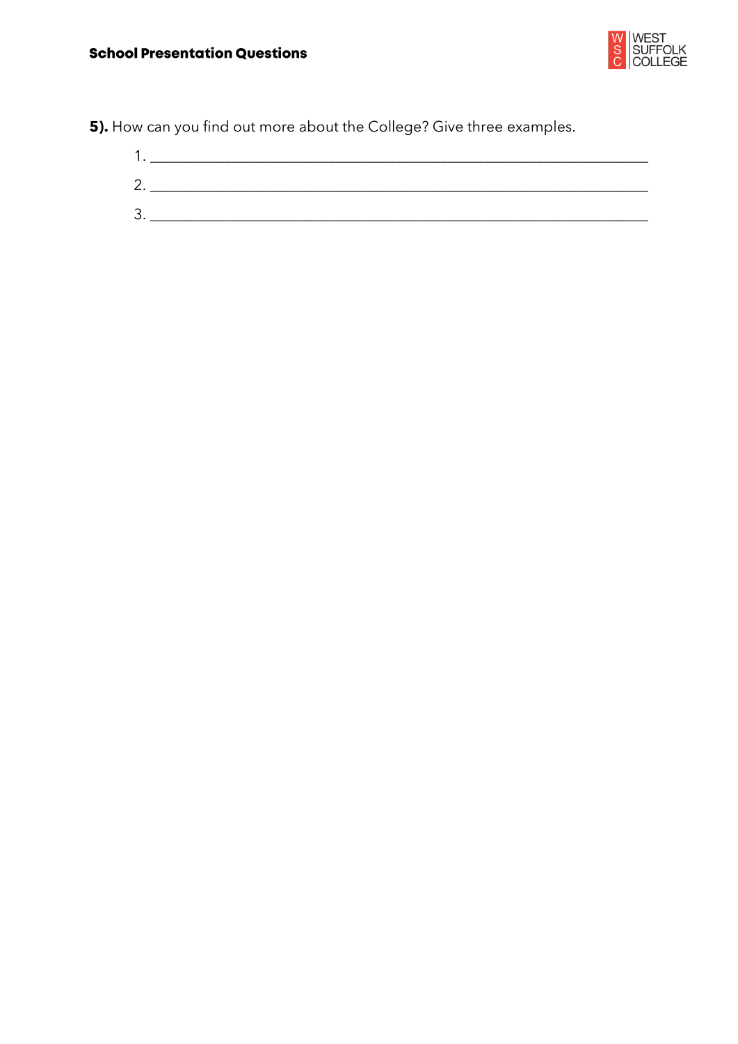**5).** How can you find out more about the College? Give three examples.

1. ___________________________________________________________________
2. ___________________________________________________________________
3. ___________________________________________________________________